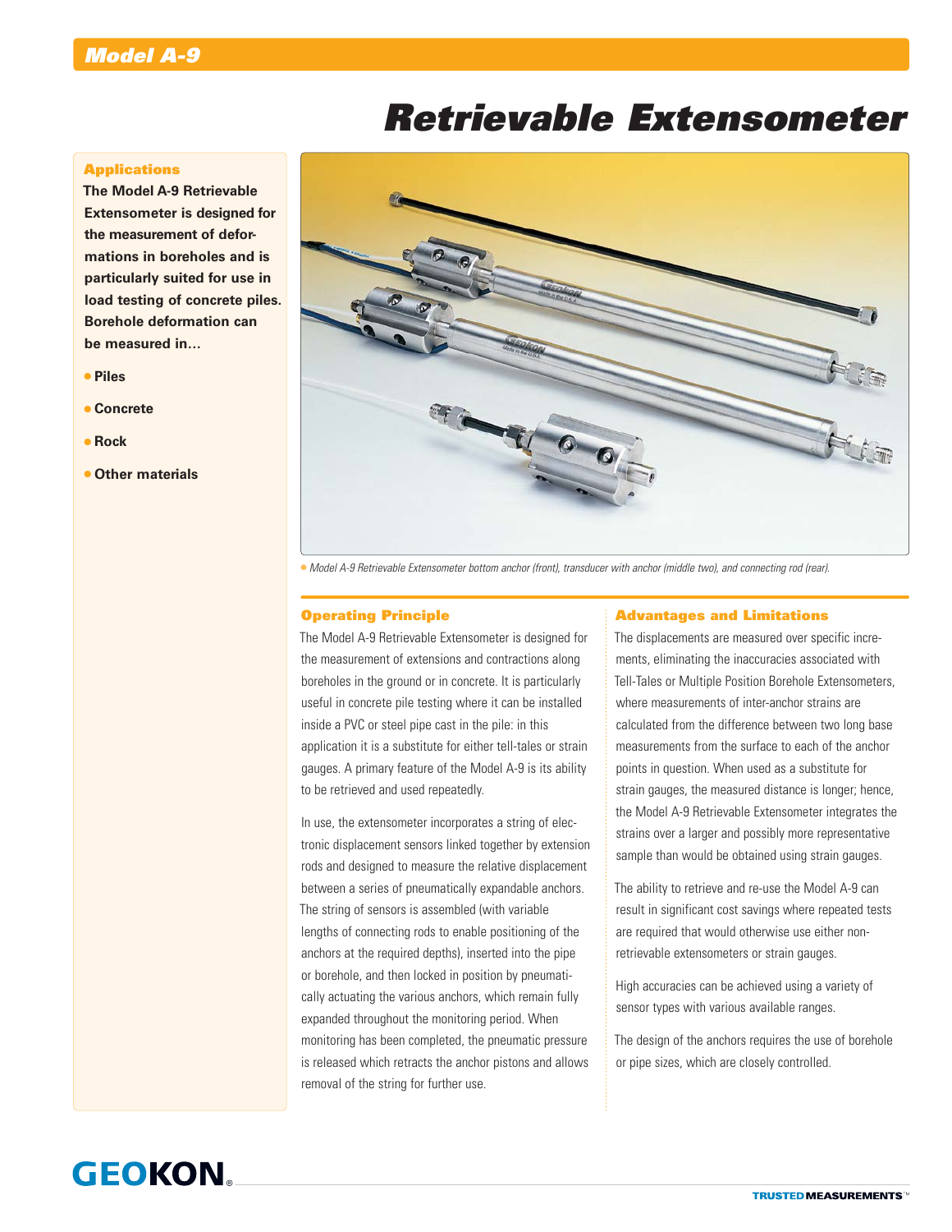# Model A-9

# Retrievable Extensometer

## Applications

**The Model A-9 Retrievable Extensometer is designed for the measurement of deformations in boreholes and is particularly suited for use in load testing of concrete piles. Borehole deformation can be measured in…**

- **Piles**
- **Concrete**
- **Rock**
- **Other materials**

*Model A-9 Retrievable Extensometer bottom anchor (front), transducer with anchor (middle two), and connecting rod (rear).*

## Operating Principle

The Model A-9 Retrievable Extensometer is designed for the measurement of extensions and contractions along boreholes in the ground or in concrete. It is particularly useful in concrete pile testing where it can be installed inside a PVC or steel pipe cast in the pile: in this application it is a substitute for either tell-tales or strain gauges. A primary feature of the Model A-9 is its ability to be retrieved and used repeatedly.

In use, the extensometer incorporates a string of electronic displacement sensors linked together by extension rods and designed to measure the relative displacement between a series of pneumatically expandable anchors. The string of sensors is assembled (with variable lengths of connecting rods to enable positioning of the anchors at the required depths), inserted into the pipe or borehole, and then locked in position by pneumatically actuating the various anchors, which remain fully expanded throughout the monitoring period. When monitoring has been completed, the pneumatic pressure is released which retracts the anchor pistons and allows removal of the string for further use.

## Advantages and Limitations

The displacements are measured over specific increments, eliminating the inaccuracies associated with Tell-Tales or Multiple Position Borehole Extensometers, where measurements of inter-anchor strains are calculated from the difference between two long base measurements from the surface to each of the anchor points in question. When used as a substitute for strain gauges, the measured distance is longer; hence, the Model A-9 Retrievable Extensometer integrates the strains over a larger and possibly more representative sample than would be obtained using strain gauges.

The ability to retrieve and re-use the Model A-9 can result in significant cost savings where repeated tests are required that would otherwise use either non-retrievable extensometers or strain gauges.

High accuracies can be achieved using a variety of sensor types with various available ranges.

The design of the anchors requires the use of borehole or pipe sizes, which are closely controlled.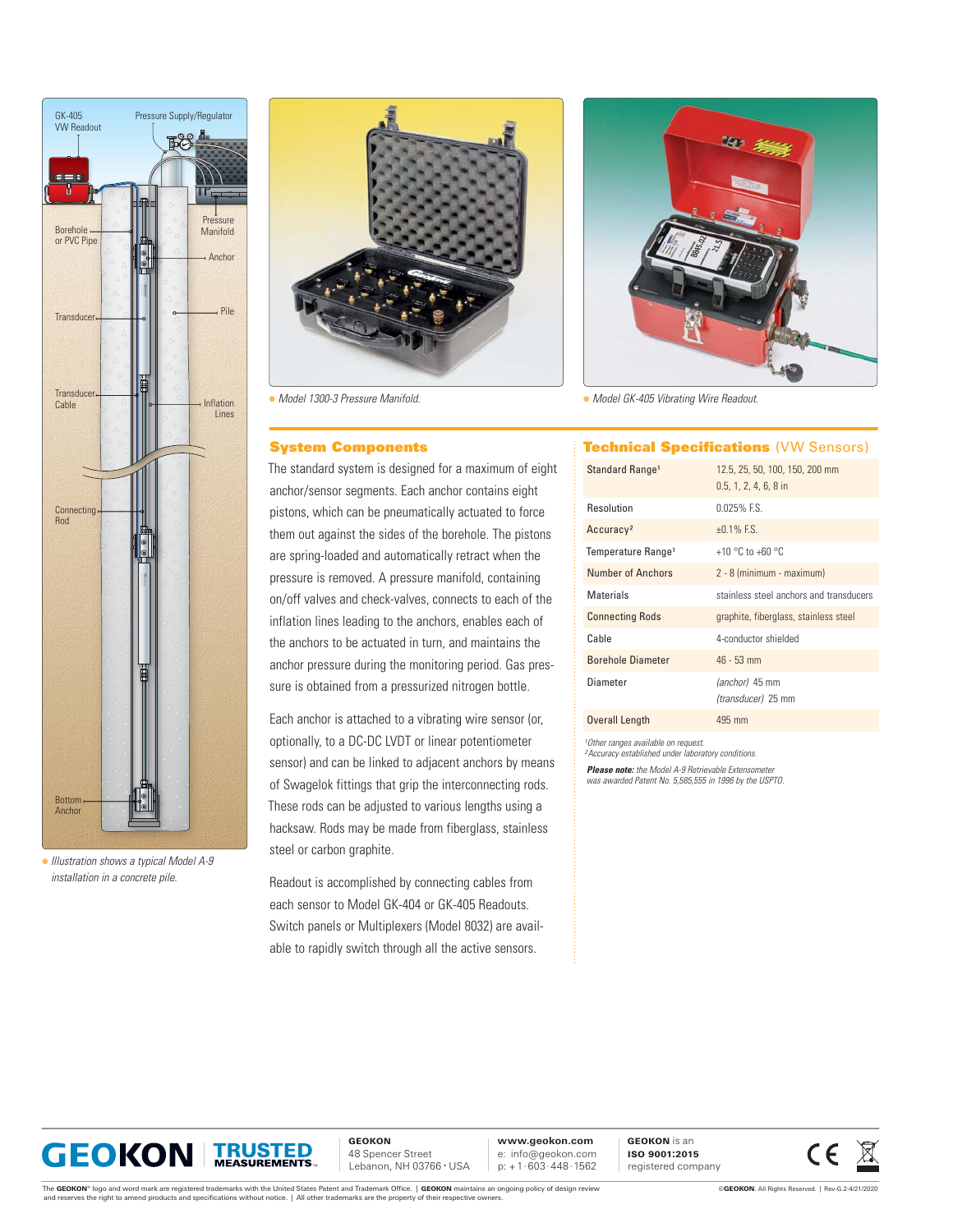GK-405 VW Readout

Pressure Supply/Regulator

Borehole or PVC Pipe

Pressure Manifold

Anchor

Transducer

Pile

Transducer Cable

Inflation Lines

Connecting Rod

Bottom Anchor

Illustration shows a typical Model A-9 installation in a concrete pile.

Model 1300-3 Pressure Manifold.

Model GK-405 Vibrating Wire Readout.

## System Components

The standard system is designed for a maximum of eight anchor/sensor segments. Each anchor contains eight pistons, which can be pneumatically actuated to force them out against the sides of the borehole. The pistons are spring-loaded and automatically retract when the pressure is removed. A pressure manifold, containing on/off valves and check-valves, connects to each of the inflation lines leading to the anchors, enables each of the anchors to be actuated in turn, and maintains the anchor pressure during the monitoring period. Gas pressure is obtained from a pressurized nitrogen bottle.

Each anchor is attached to a vibrating wire sensor (or, optionally, to a DC-DC LVDT or linear potentiometer sensor) and can be linked to adjacent anchors by means of Swagelok fittings that grip the interconnecting rods. These rods can be adjusted to various lengths using a hacksaw. Rods may be made from fiberglass, stainless steel or carbon graphite.

Readout is accomplished by connecting cables from each sensor to Model GK-404 or GK-405 Readouts. Switch panels or Multiplexers (Model 8032) are available to rapidly switch through all the active sensors.

## Technical Specifications (VW Sensors)

| | |
|---|---|
| Standard Range[1] | 12.5, 25, 50, 100, 150, 200 mm<br>0.5, 1, 2, 4, 6, 8 in |
| Resolution | 0.025% F.S. |
| Accuracy[2] | ±0.1% F.S. |
| Temperature Range[1] | +10 °C to +60 °C |
| Number of Anchors | 2 - 8 (minimum - maximum) |
| Materials | stainless steel anchors and transducers |
| Connecting Rods | graphite, fiberglass, stainless steel |
| Cable | 4-conductor shielded |
| Borehole Diameter | 46 - 53 mm |
| Diameter | *(anchor)* 45 mm<br>*(transducer)* 25 mm |
| Overall Length | 495 mm |

[1] *Other ranges available on request.*
[2] *Accuracy established under laboratory conditions.*

***Please note:*** *the Model A-9 Retrievable Extensometer was awarded Patent No. 5,585,555 in 1996 by the USPTO.*

GEOKON TRUSTED MEASUREMENTS™

**GEOKON**
48 Spencer Street
Lebanon, NH 03766 · USA

**www.geokon.com**
e: info@geokon.com
p: +1 · 603 · 448 · 1562

**GEOKON** is an **ISO 9001:2015** registered company

The **GEOKON**® logo and word mark are registered trademarks with the United States Patent and Trademark Office. | **GEOKON** maintains an ongoing policy of design review and reserves the right to amend products and specifications without notice. | All other trademarks are the property of their respective owners.

©**GEOKON**. All Rights Reserved. | Rev-G.2-4/21/2020